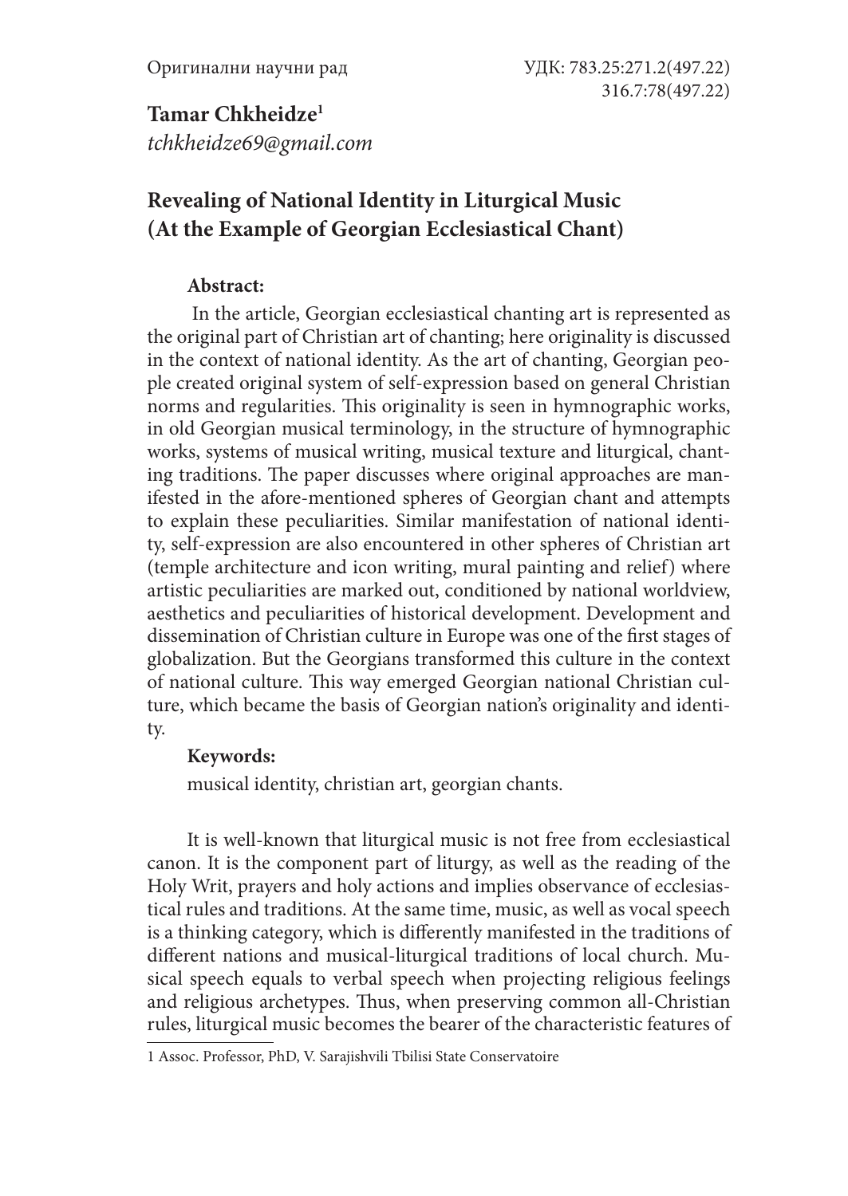Оригинални научни рад

УДК: 783.25:271.2(497.22)
316.7:78(497.22)

**Tamar Chkheidze**[1]
*tchkheidze69@gmail.com*

# Revealing of National Identity in Liturgical Music (At the Example of Georgian Ecclesiastical Chant)

**Abstract:**

In the article, Georgian ecclesiastical chanting art is represented as the original part of Christian art of chanting; here originality is discussed in the context of national identity. As the art of chanting, Georgian people created original system of self-expression based on general Christian norms and regularities. This originality is seen in hymnographic works, in old Georgian musical terminology, in the structure of hymnographic works, systems of musical writing, musical texture and liturgical, chanting traditions. The paper discusses where original approaches are manifested in the afore-mentioned spheres of Georgian chant and attempts to explain these peculiarities. Similar manifestation of national identity, self-expression are also encountered in other spheres of Christian art (temple architecture and icon writing, mural painting and relief) where artistic peculiarities are marked out, conditioned by national worldview, aesthetics and peculiarities of historical development. Development and dissemination of Christian culture in Europe was one of the first stages of globalization. But the Georgians transformed this culture in the context of national culture. This way emerged Georgian national Christian culture, which became the basis of Georgian nation's originality and identity.

**Keywords:**

musical identity, christian art, georgian chants.

It is well-known that liturgical music is not free from ecclesiastical canon. It is the component part of liturgy, as well as the reading of the Holy Writ, prayers and holy actions and implies observance of ecclesiastical rules and traditions. At the same time, music, as well as vocal speech is a thinking category, which is differently manifested in the traditions of different nations and musical-liturgical traditions of local church. Musical speech equals to verbal speech when projecting religious feelings and religious archetypes. Thus, when preserving common all-Christian rules, liturgical music becomes the bearer of the characteristic features of

[1] Assoc. Professor, PhD, V. Sarajishvili Tbilisi State Conservatoire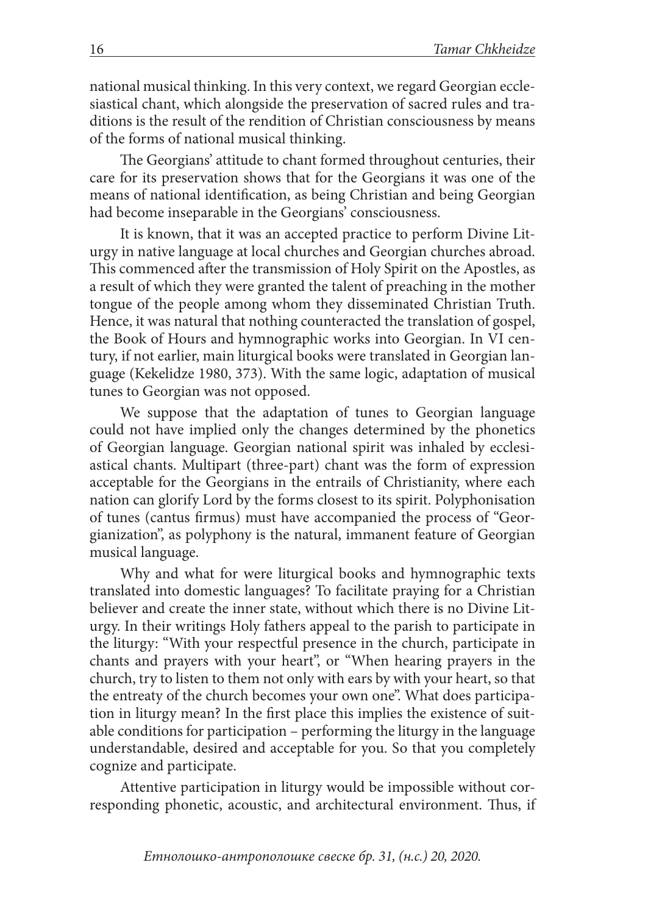national musical thinking. In this very context, we regard Georgian ecclesiastical chant, which alongside the preservation of sacred rules and traditions is the result of the rendition of Christian consciousness by means of the forms of national musical thinking.

The Georgians' attitude to chant formed throughout centuries, their care for its preservation shows that for the Georgians it was one of the means of national identification, as being Christian and being Georgian had become inseparable in the Georgians' consciousness.

It is known, that it was an accepted practice to perform Divine Liturgy in native language at local churches and Georgian churches abroad. This commenced after the transmission of Holy Spirit on the Apostles, as a result of which they were granted the talent of preaching in the mother tongue of the people among whom they disseminated Christian Truth. Hence, it was natural that nothing counteracted the translation of gospel, the Book of Hours and hymnographic works into Georgian. In VI century, if not earlier, main liturgical books were translated in Georgian language (Kekelidze 1980, 373). With the same logic, adaptation of musical tunes to Georgian was not opposed.

We suppose that the adaptation of tunes to Georgian language could not have implied only the changes determined by the phonetics of Georgian language. Georgian national spirit was inhaled by ecclesiastical chants. Multipart (three-part) chant was the form of expression acceptable for the Georgians in the entrails of Christianity, where each nation can glorify Lord by the forms closest to its spirit. Polyphonisation of tunes (cantus firmus) must have accompanied the process of "Georgianization", as polyphony is the natural, immanent feature of Georgian musical language.

Why and what for were liturgical books and hymnographic texts translated into domestic languages? To facilitate praying for a Christian believer and create the inner state, without which there is no Divine Liturgy. In their writings Holy fathers appeal to the parish to participate in the liturgy: "With your respectful presence in the church, participate in chants and prayers with your heart", or "When hearing prayers in the church, try to listen to them not only with ears by with your heart, so that the entreaty of the church becomes your own one". What does participation in liturgy mean? In the first place this implies the existence of suitable conditions for participation – performing the liturgy in the language understandable, desired and acceptable for you. So that you completely cognize and participate.

Attentive participation in liturgy would be impossible without corresponding phonetic, acoustic, and architectural environment. Thus, if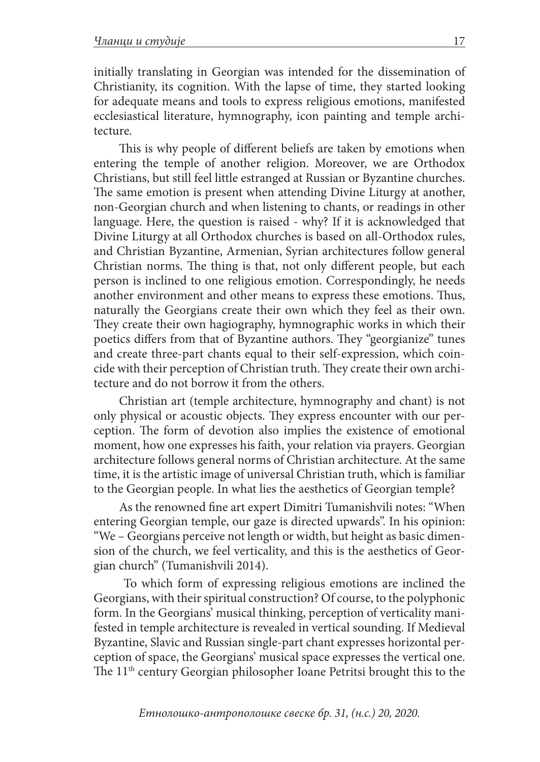initially translating in Georgian was intended for the dissemination of Christianity, its cognition. With the lapse of time, they started looking for adequate means and tools to express religious emotions, manifested ecclesiastical literature, hymnography, icon painting and temple architecture.

This is why people of different beliefs are taken by emotions when entering the temple of another religion. Moreover, we are Orthodox Christians, but still feel little estranged at Russian or Byzantine churches. The same emotion is present when attending Divine Liturgy at another, non-Georgian church and when listening to chants, or readings in other language. Here, the question is raised - why? If it is acknowledged that Divine Liturgy at all Orthodox churches is based on all-Orthodox rules, and Christian Byzantine, Armenian, Syrian architectures follow general Christian norms. The thing is that, not only different people, but each person is inclined to one religious emotion. Correspondingly, he needs another environment and other means to express these emotions. Thus, naturally the Georgians create their own which they feel as their own. They create their own hagiography, hymnographic works in which their poetics differs from that of Byzantine authors. They "georgianize" tunes and create three-part chants equal to their self-expression, which coincide with their perception of Christian truth. They create their own architecture and do not borrow it from the others.

Christian art (temple architecture, hymnography and chant) is not only physical or acoustic objects. They express encounter with our perception. The form of devotion also implies the existence of emotional moment, how one expresses his faith, your relation via prayers. Georgian architecture follows general norms of Christian architecture. At the same time, it is the artistic image of universal Christian truth, which is familiar to the Georgian people. In what lies the aesthetics of Georgian temple?

As the renowned fine art expert Dimitri Tumanishvili notes: "When entering Georgian temple, our gaze is directed upwards". In his opinion: "We – Georgians perceive not length or width, but height as basic dimension of the church, we feel verticality, and this is the aesthetics of Georgian church" (Tumanishvili 2014).

To which form of expressing religious emotions are inclined the Georgians, with their spiritual construction? Of course, to the polyphonic form. In the Georgians' musical thinking, perception of verticality manifested in temple architecture is revealed in vertical sounding. If Medieval Byzantine, Slavic and Russian single-part chant expresses horizontal perception of space, the Georgians' musical space expresses the vertical one. The 11th century Georgian philosopher Ioane Petritsi brought this to the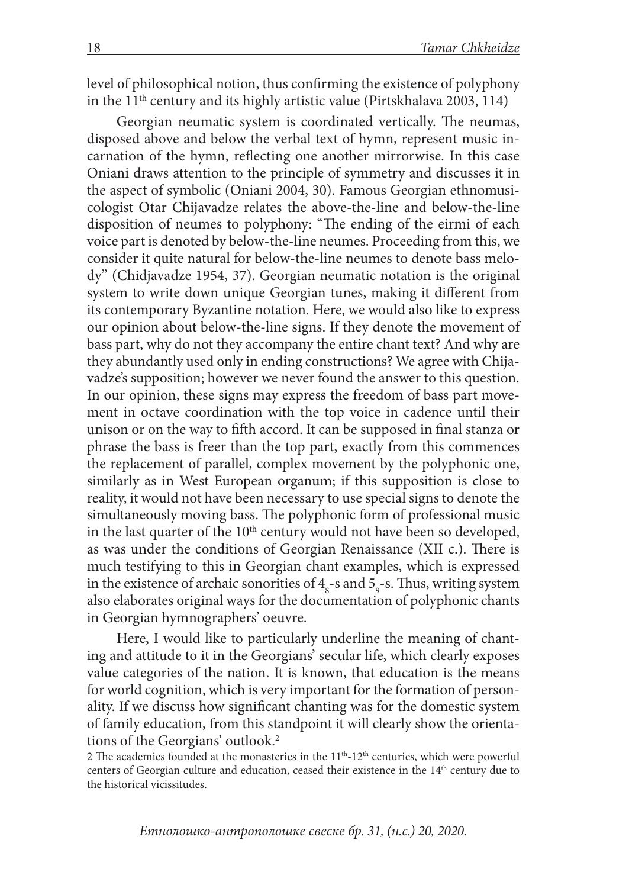level of philosophical notion, thus confirming the existence of polyphony in the 11$^{th}$ century and its highly artistic value (Pirtskhalava 2003, 114)

Georgian neumatic system is coordinated vertically. The neumas, disposed above and below the verbal text of hymn, represent music incarnation of the hymn, reflecting one another mirrorwise. In this case Oniani draws attention to the principle of symmetry and discusses it in the aspect of symbolic (Oniani 2004, 30). Famous Georgian ethnomusicologist Otar Chijavadze relates the above-the-line and below-the-line disposition of neumes to polyphony: "The ending of the eirmi of each voice part is denoted by below-the-line neumes. Proceeding from this, we consider it quite natural for below-the-line neumes to denote bass melody" (Chidjavadze 1954, 37). Georgian neumatic notation is the original system to write down unique Georgian tunes, making it different from its contemporary Byzantine notation. Here, we would also like to express our opinion about below-the-line signs. If they denote the movement of bass part, why do not they accompany the entire chant text? And why are they abundantly used only in ending constructions? We agree with Chijavadze's supposition; however we never found the answer to this question. In our opinion, these signs may express the freedom of bass part movement in octave coordination with the top voice in cadence until their unison or on the way to fifth accord. It can be supposed in final stanza or phrase the bass is freer than the top part, exactly from this commences the replacement of parallel, complex movement by the polyphonic one, similarly as in West European organum; if this supposition is close to reality, it would not have been necessary to use special signs to denote the simultaneously moving bass. The polyphonic form of professional music in the last quarter of the 10$^{th}$ century would not have been so developed, as was under the conditions of Georgian Renaissance (XII c.). There is much testifying to this in Georgian chant examples, which is expressed in the existence of archaic sonorities of $4_8$-s and $5_9$-s. Thus, writing system also elaborates original ways for the documentation of polyphonic chants in Georgian hymnographers' oeuvre.

Here, I would like to particularly underline the meaning of chanting and attitude to it in the Georgians' secular life, which clearly exposes value categories of the nation. It is known, that education is the means for world cognition, which is very important for the formation of personality. If we discuss how significant chanting was for the domestic system of family education, from this standpoint it will clearly show the orientations of the Georgians' outlook.[2]

[2] The academies founded at the monasteries in the 11$^{th}$-12$^{th}$ centuries, which were powerful centers of Georgian culture and education, ceased their existence in the 14$^{th}$ century due to the historical vicissitudes.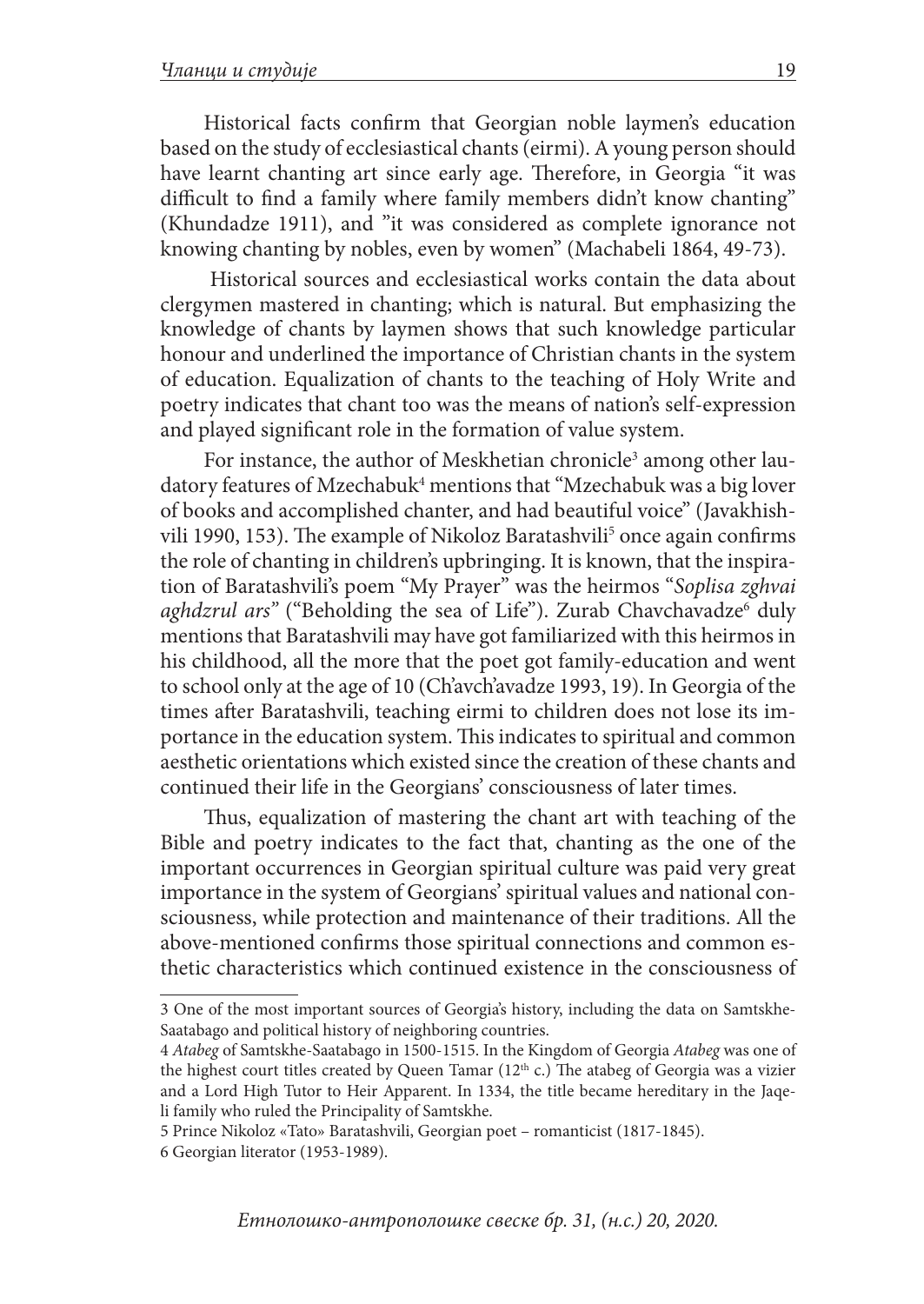Historical facts confirm that Georgian noble laymen's education based on the study of ecclesiastical chants (eirmi). A young person should have learnt chanting art since early age. Therefore, in Georgia "it was difficult to find a family where family members didn't know chanting" (Khundadze 1911), and "it was considered as complete ignorance not knowing chanting by nobles, even by women" (Machabeli 1864, 49-73).

Historical sources and ecclesiastical works contain the data about clergymen mastered in chanting; which is natural. But emphasizing the knowledge of chants by laymen shows that such knowledge particular honour and underlined the importance of Christian chants in the system of education. Equalization of chants to the teaching of Holy Write and poetry indicates that chant too was the means of nation's self-expression and played significant role in the formation of value system.

For instance, the author of Meskhetian chronicle[3] among other laudatory features of Mzechabuk[4] mentions that "Mzechabuk was a big lover of books and accomplished chanter, and had beautiful voice" (Javakhishvili 1990, 153). The example of Nikoloz Baratashvili[5] once again confirms the role of chanting in children's upbringing. It is known, that the inspiration of Baratashvili's poem "My Prayer" was the heirmos "*Soplisa zghvai aghdzrul ars*" ("Beholding the sea of Life"). Zurab Chavchavadze[6] duly mentions that Baratashvili may have got familiarized with this heirmos in his childhood, all the more that the poet got family-education and went to school only at the age of 10 (Ch'avch'avadze 1993, 19). In Georgia of the times after Baratashvili, teaching eirmi to children does not lose its importance in the education system. This indicates to spiritual and common aesthetic orientations which existed since the creation of these chants and continued their life in the Georgians' consciousness of later times.

Thus, equalization of mastering the chant art with teaching of the Bible and poetry indicates to the fact that, chanting as the one of the important occurrences in Georgian spiritual culture was paid very great importance in the system of Georgians' spiritual values and national consciousness, while protection and maintenance of their traditions. All the above-mentioned confirms those spiritual connections and common esthetic characteristics which continued existence in the consciousness of

---

3 One of the most important sources of Georgia's history, including the data on Samtskhe-Saatabago and political history of neighboring countries.

4 *Atabeg* of Samtskhe-Saatabago in 1500-1515. In the Kingdom of Georgia *Atabeg* was one of the highest court titles created by Queen Tamar (12th c.) The atabeg of Georgia was a vizier and a Lord High Tutor to Heir Apparent. In 1334, the title became hereditary in the Jaqeli family who ruled the Principality of Samtskhe.

5 Prince Nikoloz «Tato» Baratashvili, Georgian poet – romanticist (1817-1845).

6 Georgian literator (1953-1989).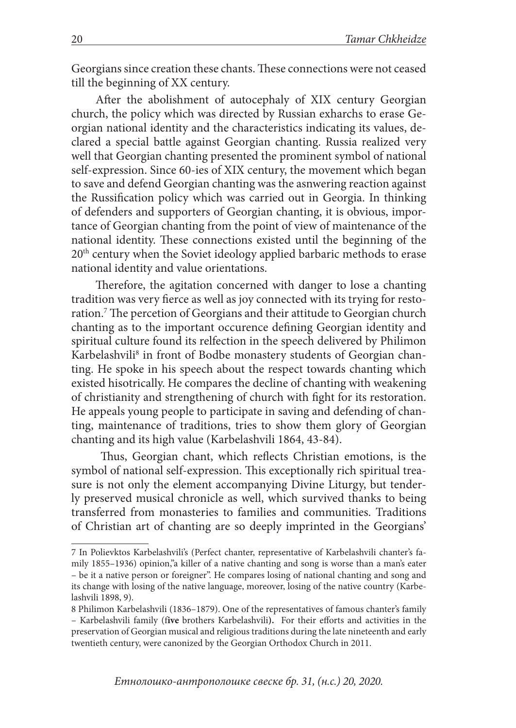Georgians since creation these chants. These connections were not ceased till the beginning of XX century.

After the abolishment of autocephaly of XIX century Georgian church, the policy which was directed by Russian exharchs to erase Georgian national identity and the characteristics indicating its values, declared a special battle against Georgian chanting. Russia realized very well that Georgian chanting presented the prominent symbol of national self-expression. Since 60-ies of XIX century, the movement which began to save and defend Georgian chanting was the asnwering reaction against the Russification policy which was carried out in Georgia. In thinking of defenders and supporters of Georgian chanting, it is obvious, importance of Georgian chanting from the point of view of maintenance of the national identity. These connections existed until the beginning of the 20th century when the Soviet ideology applied barbaric methods to erase national identity and value orientations.

Therefore, the agitation concerned with danger to lose a chanting tradition was very fierce as well as joy connected with its trying for restoration.[7] The percetion of Georgians and their attitude to Georgian church chanting as to the important occurence defining Georgian identity and spiritual culture found its relfection in the speech delivered by Philimon Karbelashvili[8] in front of Bodbe monastery students of Georgian chanting. He spoke in his speech about the respect towards chanting which existed hisotrically. He compares the decline of chanting with weakening of christianity and strengthening of church with fight for its restoration. He appeals young people to participate in saving and defending of chanting, maintenance of traditions, tries to show them glory of Georgian chanting and its high value (Karbelashvili 1864, 43-84).

Thus, Georgian chant, which reflects Christian emotions, is the symbol of national self-expression. This exceptionally rich spiritual treasure is not only the element accompanying Divine Liturgy, but tenderly preserved musical chronicle as well, which survived thanks to being transferred from monasteries to families and communities. Traditions of Christian art of chanting are so deeply imprinted in the Georgians'

---

7 In Polievktos Karbelashvili's (Perfect chanter, representative of Karbelashvili chanter's family 1855–1936) opinion,"a killer of a native chanting and song is worse than a man's eater – be it a native person or foreigner". He compares losing of national chanting and song and its change with losing of the native language, moreover, losing of the native country (Karbelashvili 1898, 9).

8 Philimon Karbelashvili (1836–1879). One of the representatives of famous chanter's family – Karbelashvili family (f**ive** brothers Karbelashvili**).** For their efforts and activities in the preservation of Georgian musical and religious traditions during the late nineteenth and early twentieth century, were canonized by the Georgian Orthodox Church in 2011.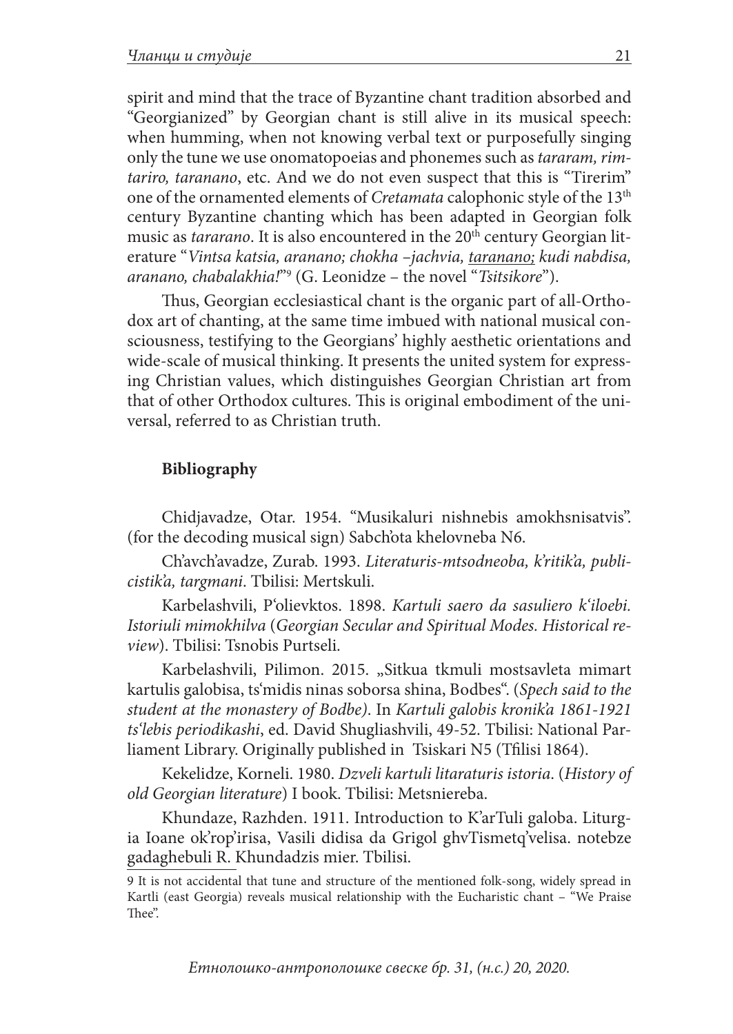spirit and mind that the trace of Byzantine chant tradition absorbed and "Georgianized" by Georgian chant is still alive in its musical speech: when humming, when not knowing verbal text or purposefully singing only the tune we use onomatopoeias and phonemes such as *tararam, rimtariro, taranano*, etc. And we do not even suspect that this is "Tirerim" one of the ornamented elements of *Cretamata* calophonic style of the 13th century Byzantine chanting which has been adapted in Georgian folk music as *tararano*. It is also encountered in the 20th century Georgian literature "*Vintsa katsia, aranano; chokha –jachvia, <u>taranano;</u> kudi nabdisa, aranano, chabalakhia!*"[9] (G. Leonidze – the novel "*Tsitsikore*").

Thus, Georgian ecclesiastical chant is the organic part of all-Orthodox art of chanting, at the same time imbued with national musical consciousness, testifying to the Georgians' highly aesthetic orientations and wide-scale of musical thinking. It presents the united system for expressing Christian values, which distinguishes Georgian Christian art from that of other Orthodox cultures. This is original embodiment of the universal, referred to as Christian truth.

## Bibliography

Chidjavadze, Otar. 1954. "Musikaluri nishnebis amokhsnisatvis". (for the decoding musical sign) Sabch'ota khelovneba N6.

Ch'avch'avadze, Zurab. 1993. *Literaturis-mtsodneoba, k'ritik'a, publicistik'a, targmani*. Tbilisi: Mertskuli.

Karbelashvili, P'olievktos. 1898. *Kartuli saero da sasuliero k'iloebi. Istoriuli mimokhilva* (*Georgian Secular and Spiritual Modes. Historical review*). Tbilisi: Tsnobis Purtseli.

Karbelashvili, Pilimon. 2015. „Sitkua tkmuli mostsavleta mimart kartulis galobisa, ts'midis ninas soborsa shina, Bodbes". (*Spech said to the student at the monastery of Bodbe)*. In *Kartuli galobis kronik'a 1861-1921 ts'lebis periodikashi*, ed. David Shugliashvili, 49-52. Tbilisi: National Parliament Library. Originally published in Tsiskari N5 (Tfilisi 1864).

Kekelidze, Korneli. 1980. *Dzveli kartuli litaraturis istoria*. (*History of old Georgian literature*) I book. Tbilisi: Metsniereba.

Khundaze, Razhden. 1911. Introduction to K'arTuli galoba. Liturgia Ioane ok'rop'irisa, Vasili didisa da Grigol ghvTismetq'velisa. notebze gadaghebuli R. Khundadzis mier. Tbilisi.

---

9 It is not accidental that tune and structure of the mentioned folk-song, widely spread in Kartli (east Georgia) reveals musical relationship with the Eucharistic chant – "We Praise Thee".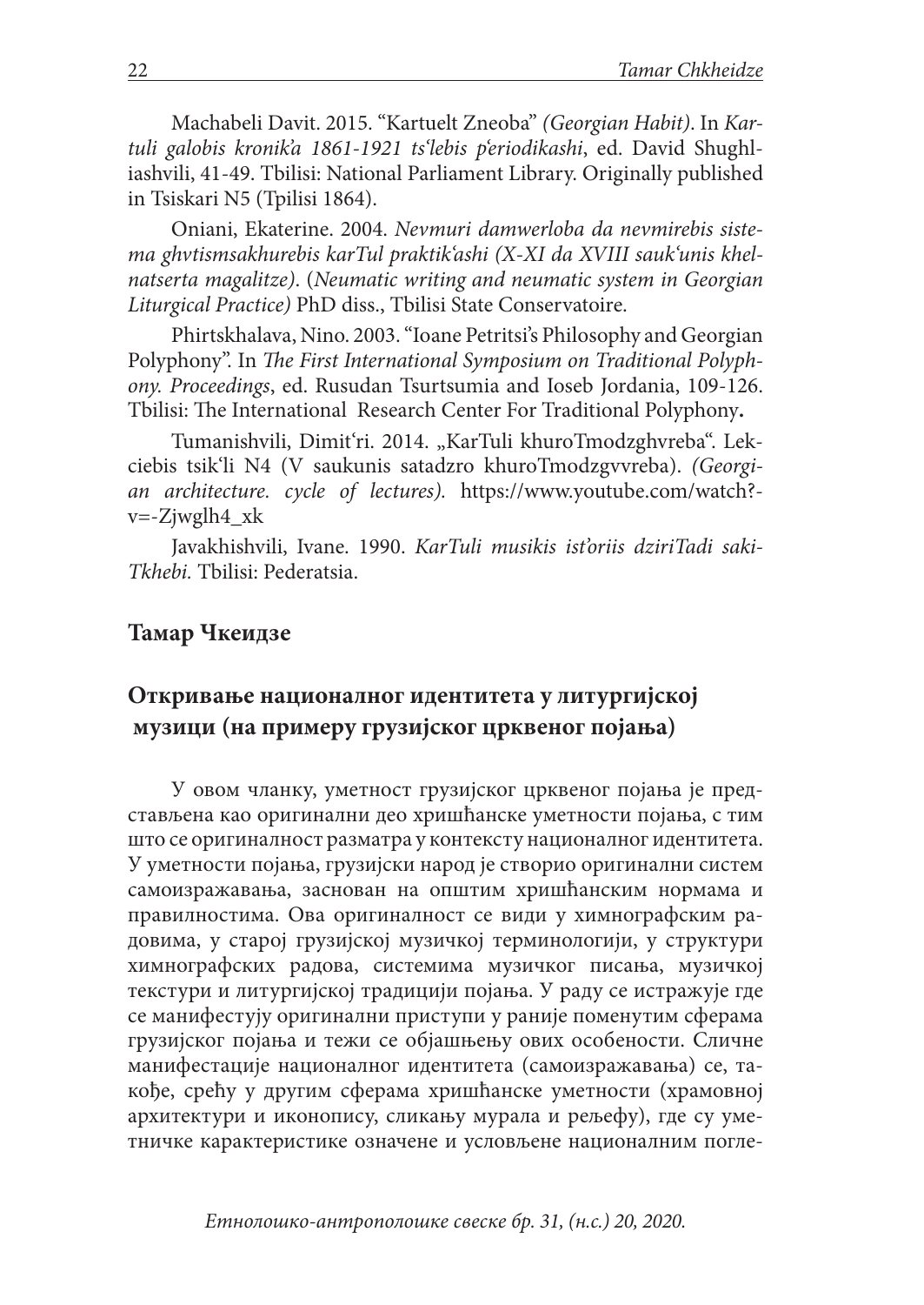Machabeli Davit. 2015. "Kartuelt Zneoba" *(Georgian Habit)*. In *Kartuli galobis kronik'a 1861-1921 ts'lebis p'eriodikashi*, ed. David Shughliashvili, 41-49. Tbilisi: National Parliament Library. Originally published in Tsiskari N5 (Tpilisi 1864).

Oniani, Ekaterine. 2004. *Nevmuri damwerloba da nevmirebis sistema ghvtismsakhurebis karTul praktik'ashi (X-XI da XVIII sauk'unis khelnatserta magalitze)*. (*Neumatic writing and neumatic system in Georgian Liturgical Practice)* PhD diss., Tbilisi State Conservatoire.

Phirtskhalava, Nino. 2003. "Ioane Petritsi's Philosophy and Georgian Polyphony". In *The First International Symposium on Traditional Polyphony. Proceedings*, ed. Rusudan Tsurtsumia and Ioseb Jordania, 109-126. Tbilisi: The International Research Center For Traditional Polyphony**.**

Tumanishvili, Dimit'ri. 2014. „KarTuli khuroTmodzghvreba". Lekciebis tsik'li N4 (V saukunis satadzro khuroTmodzgvvreba). *(Georgian architecture. cycle of lectures).* https://www.youtube.com/watch?v=-Zjwglh4_xk

Javakhishvili, Ivane. 1990. *KarTuli musikis ist'oriis dziriTadi saki-Tkhebi.* Tbilisi: Pederatsia.

**Тамар Чкеидзе**

## Откривање националног идентитета у литургијској музици (на примеру грузијског црквеног појања)

У овом чланку, уметност грузијског црквеног појања је представљена као оригинални део хришћанске уметности појања, с тим што се оригиналност разматра у контексту националног идентитета. У уметности појања, грузијски народ је створио оригинални систем самоизражавања, заснован на општим хришћанским нормама и правилностима. Ова оригиналност се види у химнографским радовима, у старој грузијској музичкој терминологији, у структури химнографских радова, системима музичког писања, музичкој текстури и литургијској традицији појања. У раду се истражује где се манифестују оригинални приступи у раније поменутим сферама грузијског појања и тежи се објашњењу ових особености. Сличне манифестације националног идентитета (самоизражавања) се, такође, срећу у другим сферама хришћанске уметности (храмовној архитектури и иконопису, сликању мурала и рељефу), где су уметничке карактеристике означене и условљене националним погле-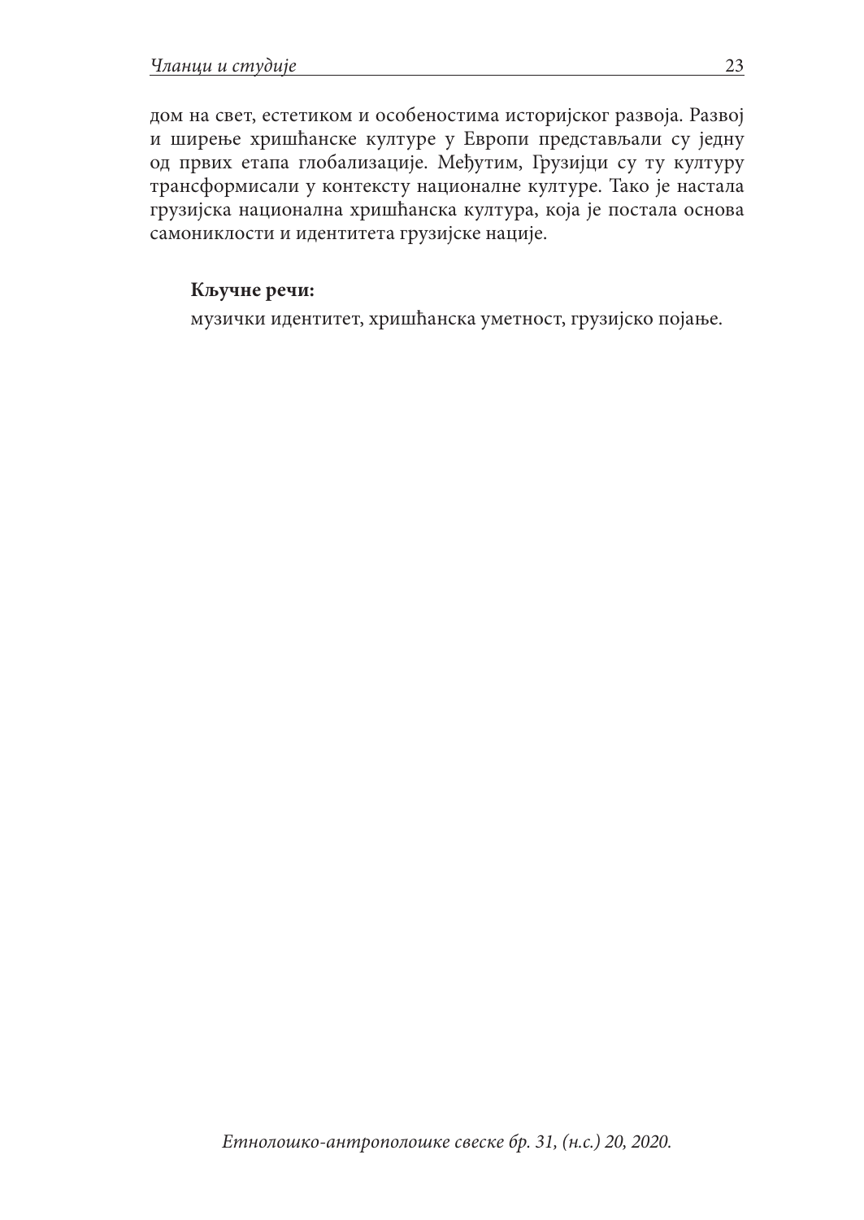дом на свет, естетиком и особеностима историјског развоја. Развој и ширење хришћанске културе у Европи представљали су једну од првих етапа глобализације. Међутим, Грузијци су ту културу трансформисали у контексту националне културе. Тако је настала грузијска национална хришћанска култура, која је постала основа самониклости и идентитета грузијске нације.

**Кључне речи:**

музички идентитет, хришћанска уметност, грузијско појање.